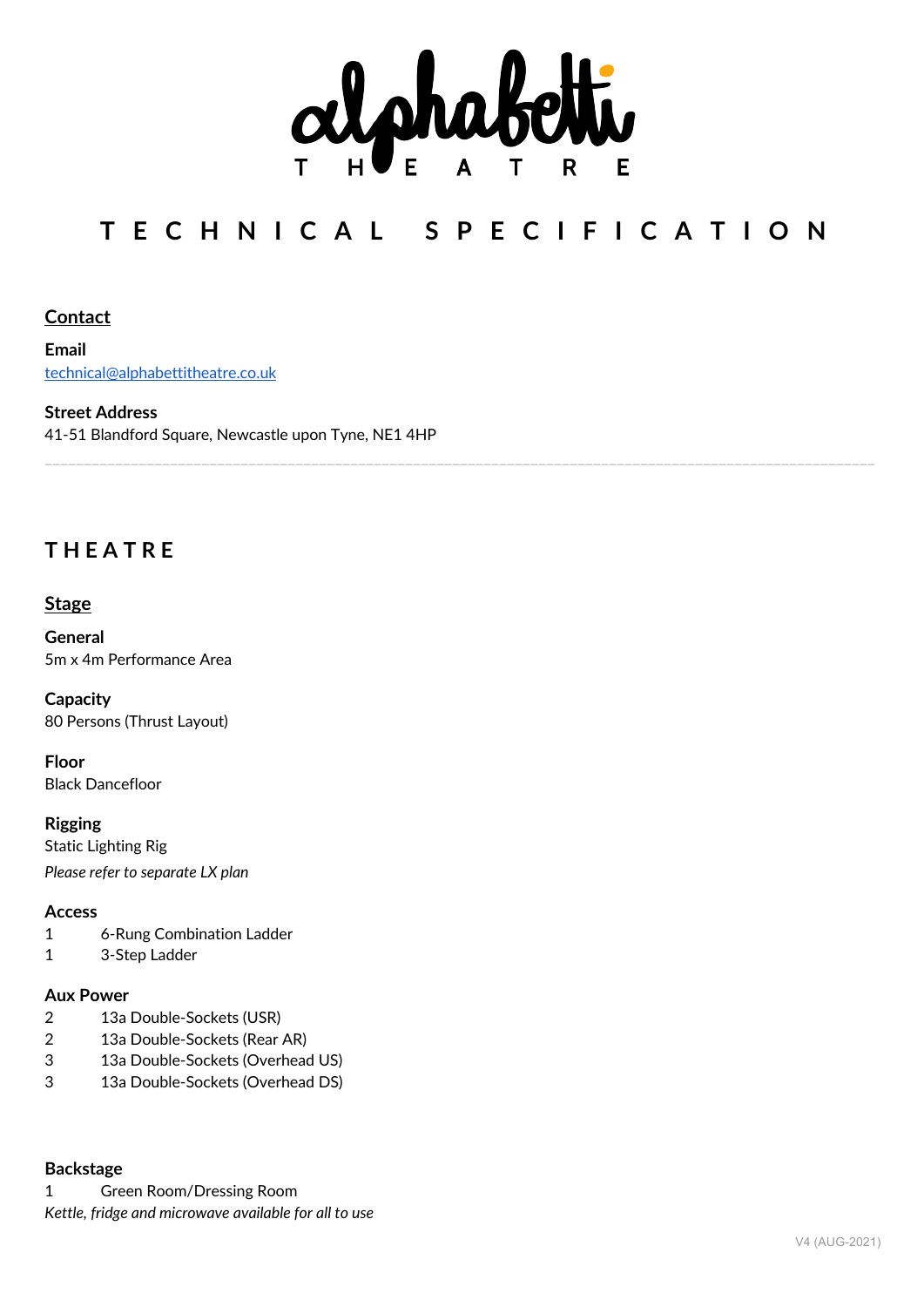# alphabetti THEATRE

# TECHNICAL SPECIFICATION

## Contact

**Email**
technical@alphabettitheatre.co.uk

**Street Address**
41-51 Blandford Square, Newcastle upon Tyne, NE1 4HP

---

## THEATRE

### Stage

**General**
5m x 4m Performance Area

**Capacity**
80 Persons (Thrust Layout)

**Floor**
Black Dancefloor

**Rigging**
Static Lighting Rig
*Please refer to separate LX plan*

**Access**
1 6-Rung Combination Ladder
1 3-Step Ladder

**Aux Power**
2 13a Double-Sockets (USR)
2 13a Double-Sockets (Rear AR)
3 13a Double-Sockets (Overhead US)
3 13a Double-Sockets (Overhead DS)

**Backstage**
1 Green Room/Dressing Room
*Kettle, fridge and microwave available for all to use*

V4 (AUG-2021)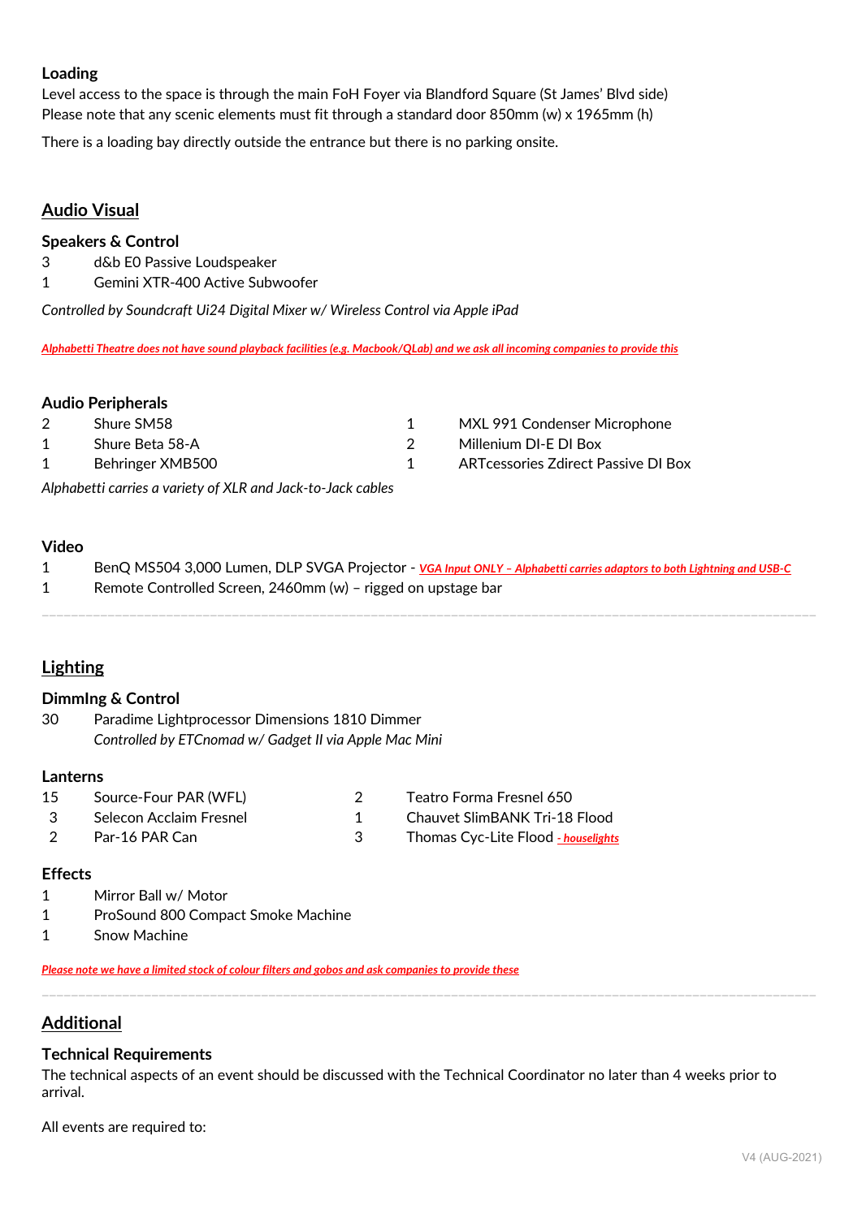**Loading**
Level access to the space is through the main FoH Foyer via Blandford Square (St James' Blvd side)
Please note that any scenic elements must fit through a standard door 850mm (w) x 1965mm (h)

There is a loading bay directly outside the entrance but there is no parking onsite.

## Audio Visual

### Speakers & Control

| | |
|---|---|
| 3 | d&b E0 Passive Loudspeaker |
| 1 | Gemini XTR-400 Active Subwoofer |

*Controlled by Soundcraft Ui24 Digital Mixer w/ Wireless Control via Apple iPad*

***Alphabetti Theatre does not have sound playback facilities (e.g. Macbook/QLab) and we ask all incoming companies to provide this***

### Audio Peripherals

| | | | |
|---|---|---|---|
| 2 | Shure SM58 | 1 | MXL 991 Condenser Microphone |
| 1 | Shure Beta 58-A | 2 | Millenium DI-E DI Box |
| 1 | Behringer XMB500 | 1 | ARTcessories Zdirect Passive DI Box |

*Alphabetti carries a variety of XLR and Jack-to-Jack cables*

### Video

| | |
|---|---|
| 1 | BenQ MS504 3,000 Lumen, DLP SVGA Projector - ***VGA Input ONLY – Alphabetti carries adaptors to both Lightning and USB-C*** |
| 1 | Remote Controlled Screen, 2460mm (w) – rigged on upstage bar |

---

## Lighting

### Dimmlng & Control

| | |
|---|---|
| 30 | Paradime Lightprocessor Dimensions 1810 Dimmer |
| | *Controlled by ETCnomad w/ Gadget II via Apple Mac Mini* |

### Lanterns

| | | | |
|---|---|---|---|
| 15 | Source-Four PAR (WFL) | 2 | Teatro Forma Fresnel 650 |
| 3 | Selecon Acclaim Fresnel | 1 | Chauvet SlimBANK Tri-18 Flood |
| 2 | Par-16 PAR Can | 3 | Thomas Cyc-Lite Flood ***- houselights*** |

### Effects

| | |
|---|---|
| 1 | Mirror Ball w/ Motor |
| 1 | ProSound 800 Compact Smoke Machine |
| 1 | Snow Machine |

***Please note we have a limited stock of colour filters and gobos and ask companies to provide these***

---

## Additional

### Technical Requirements

The technical aspects of an event should be discussed with the Technical Coordinator no later than 4 weeks prior to arrival.

All events are required to: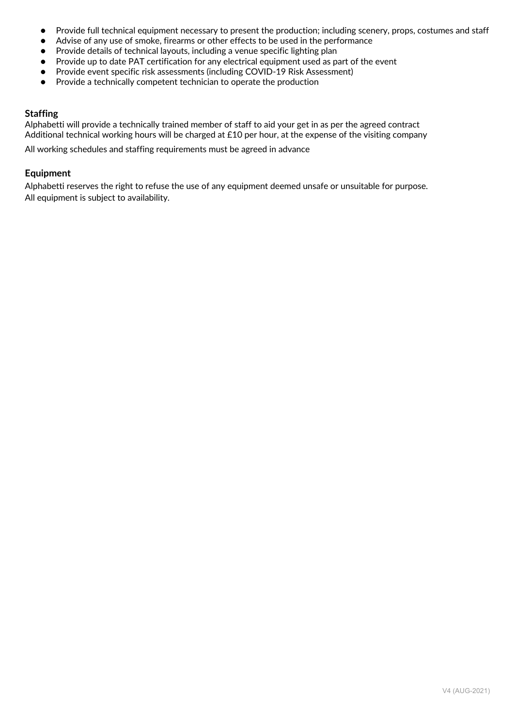- Provide full technical equipment necessary to present the production; including scenery, props, costumes and staff
- Advise of any use of smoke, firearms or other effects to be used in the performance
- Provide details of technical layouts, including a venue specific lighting plan
- Provide up to date PAT certification for any electrical equipment used as part of the event
- Provide event specific risk assessments (including COVID-19 Risk Assessment)
- Provide a technically competent technician to operate the production

**Staffing**

Alphabetti will provide a technically trained member of staff to aid your get in as per the agreed contract
Additional technical working hours will be charged at £10 per hour, at the expense of the visiting company

All working schedules and staffing requirements must be agreed in advance

**Equipment**

Alphabetti reserves the right to refuse the use of any equipment deemed unsafe or unsuitable for purpose.
All equipment is subject to availability.

V4 (AUG-2021)